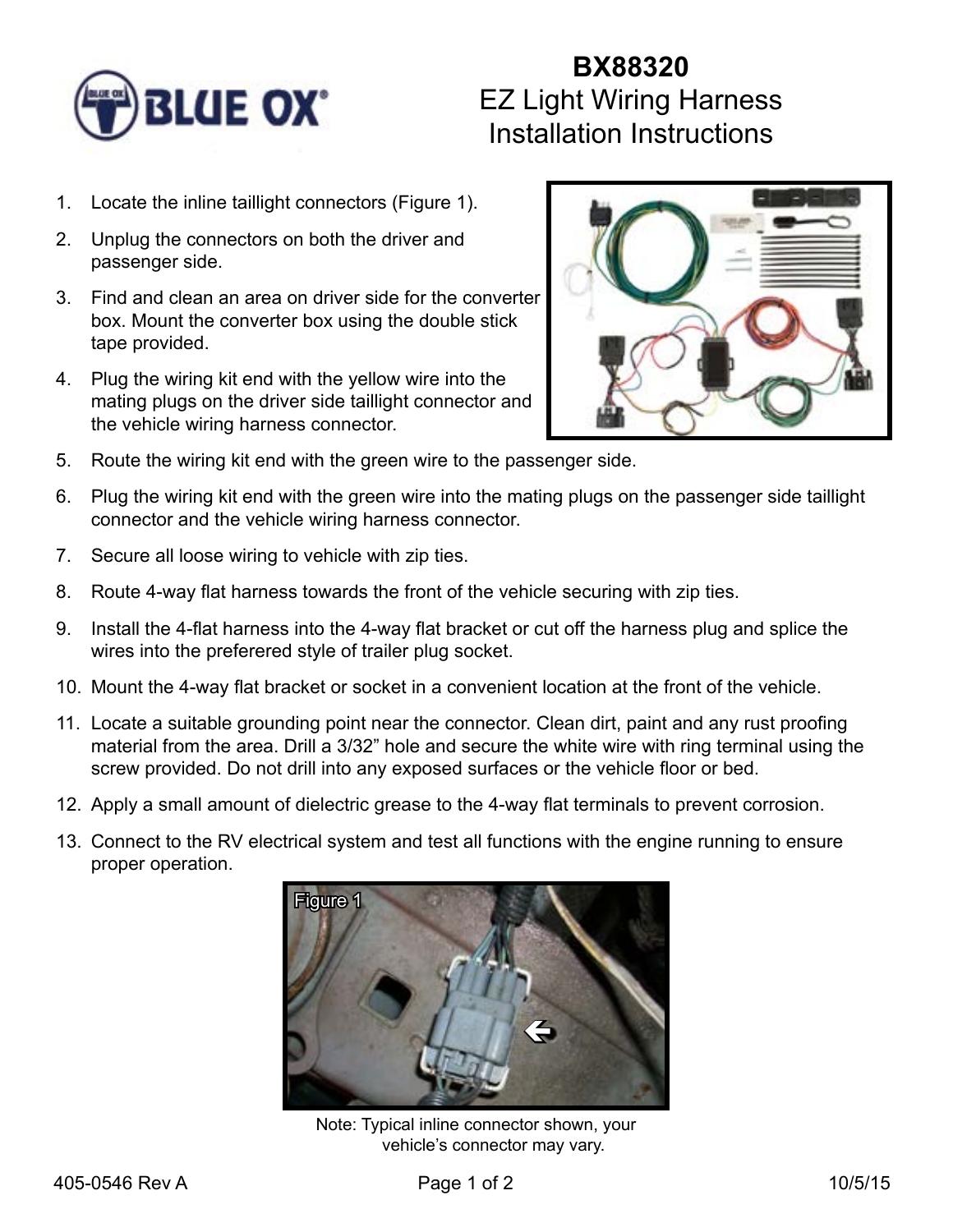# BX88320
## EZ Light Wiring Harness Installation Instructions

1. Locate the inline taillight connectors (Figure 1).
2. Unplug the connectors on both the driver and passenger side.
3. Find and clean an area on driver side for the converter box. Mount the converter box using the double stick tape provided.
4. Plug the wiring kit end with the yellow wire into the mating plugs on the driver side taillight connector and the vehicle wiring harness connector.
5. Route the wiring kit end with the green wire to the passenger side.
6. Plug the wiring kit end with the green wire into the mating plugs on the passenger side taillight connector and the vehicle wiring harness connector.
7. Secure all loose wiring to vehicle with zip ties.
8. Route 4-way flat harness towards the front of the vehicle securing with zip ties.
9. Install the 4-flat harness into the 4-way flat bracket or cut off the harness plug and splice the wires into the preferered style of trailer plug socket.
10. Mount the 4-way flat bracket or socket in a convenient location at the front of the vehicle.
11. Locate a suitable grounding point near the connector. Clean dirt, paint and any rust proofing material from the area. Drill a 3/32” hole and secure the white wire with ring terminal using the screw provided. Do not drill into any exposed surfaces or the vehicle floor or bed.
12. Apply a small amount of dielectric grease to the 4-way flat terminals to prevent corrosion.
13. Connect to the RV electrical system and test all functions with the engine running to ensure proper operation.

Figure 1

Note: Typical inline connector shown, your vehicle’s connector may vary.

405-0546 Rev A 10/5/15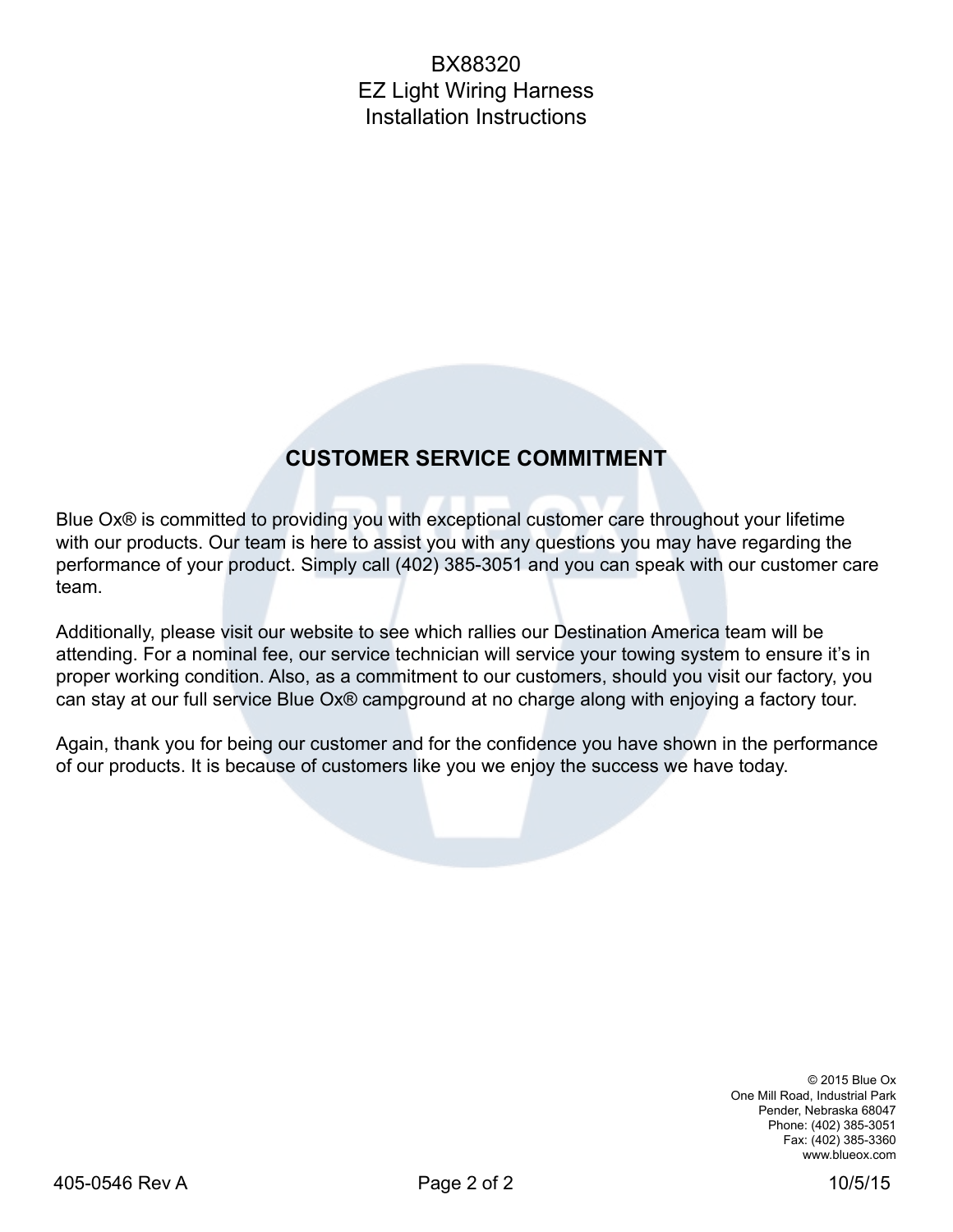## CUSTOMER SERVICE COMMITMENT

Blue Ox® is committed to providing you with exceptional customer care throughout your lifetime with our products. Our team is here to assist you with any questions you may have regarding the performance of your product. Simply call (402) 385-3051 and you can speak with our customer care team.

Additionally, please visit our website to see which rallies our Destination America team will be attending. For a nominal fee, our service technician will service your towing system to ensure it's in proper working condition. Also, as a commitment to our customers, should you visit our factory, you can stay at our full service Blue Ox® campground at no charge along with enjoying a factory tour.

Again, thank you for being our customer and for the confidence you have shown in the performance of our products. It is because of customers like you we enjoy the success we have today.

© 2015 Blue Ox
One Mill Road, Industrial Park
Pender, Nebraska 68047
Phone: (402) 385-3051
Fax: (402) 385-3360
www.blueox.com

405-0546 Rev A

10/5/15